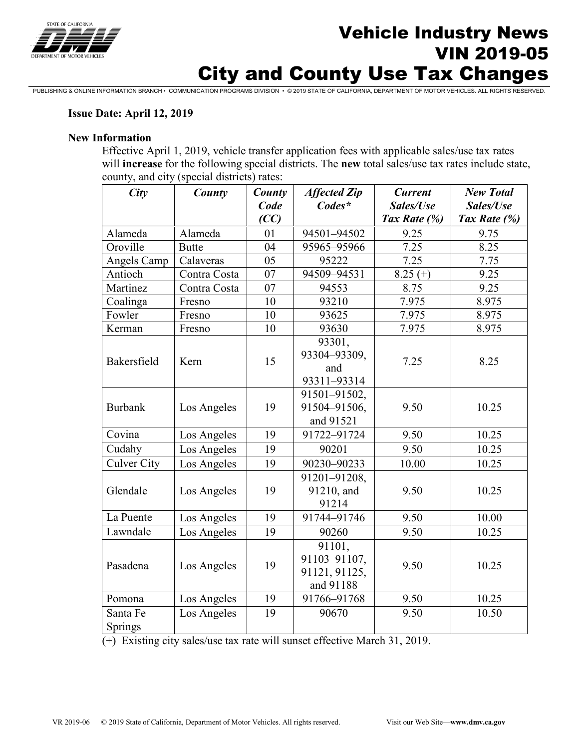# Vehicle Industry News
# VIN 2019-05
# City and County Use Tax Changes

PUBLISHING & ONLINE INFORMATION BRANCH • COMMUNICATION PROGRAMS DIVISION • © 2019 STATE OF CALIFORNIA, DEPARTMENT OF MOTOR VEHICLES. ALL RIGHTS RESERVED.

**Issue Date: April 12, 2019**

**New Information**

Effective April 1, 2019, vehicle transfer application fees with applicable sales/use tax rates will **increase** for the following special districts. The **new** total sales/use tax rates include state, county, and city (special districts) rates:

| *City* | *County* | *County Code (CC)* | *Affected Zip Codes** | *Current Sales/Use Tax Rate (%)* | *New Total Sales/Use Tax Rate (%)* |
|---|---|---|---|---|---|
| Alameda | Alameda | 01 | 94501–94502 | 9.25 | 9.75 |
| Oroville | Butte | 04 | 95965–95966 | 7.25 | 8.25 |
| Angels Camp | Calaveras | 05 | 95222 | 7.25 | 7.75 |
| Antioch | Contra Costa | 07 | 94509–94531 | 8.25 (+) | 9.25 |
| Martinez | Contra Costa | 07 | 94553 | 8.75 | 9.25 |
| Coalinga | Fresno | 10 | 93210 | 7.975 | 8.975 |
| Fowler | Fresno | 10 | 93625 | 7.975 | 8.975 |
| Kerman | Fresno | 10 | 93630 | 7.975 | 8.975 |
| Bakersfield | Kern | 15 | 93301, 93304–93309, and 93311–93314 | 7.25 | 8.25 |
| Burbank | Los Angeles | 19 | 91501–91502, 91504–91506, and 91521 | 9.50 | 10.25 |
| Covina | Los Angeles | 19 | 91722–91724 | 9.50 | 10.25 |
| Cudahy | Los Angeles | 19 | 90201 | 9.50 | 10.25 |
| Culver City | Los Angeles | 19 | 90230–90233 | 10.00 | 10.25 |
| Glendale | Los Angeles | 19 | 91201–91208, 91210, and 91214 | 9.50 | 10.25 |
| La Puente | Los Angeles | 19 | 91744–91746 | 9.50 | 10.00 |
| Lawndale | Los Angeles | 19 | 90260 | 9.50 | 10.25 |
| Pasadena | Los Angeles | 19 | 91101, 91103–91107, 91121, 91125, and 91188 | 9.50 | 10.25 |
| Pomona | Los Angeles | 19 | 91766–91768 | 9.50 | 10.25 |
| Santa Fe Springs | Los Angeles | 19 | 90670 | 9.50 | 10.50 |

(+) Existing city sales/use tax rate will sunset effective March 31, 2019.

VR 2019-06 © 2019 State of California, Department of Motor Vehicles. All rights reserved. Visit our Web Site—**www.dmv.ca.gov**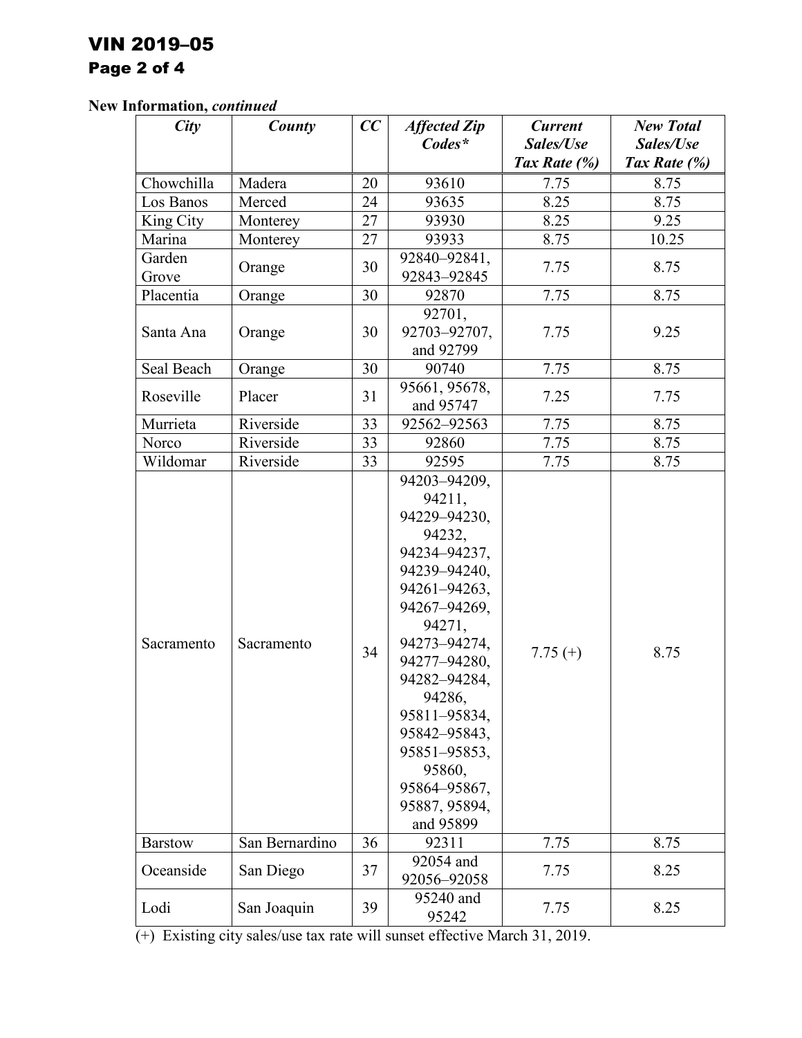**New Information, *continued***

| *City* | *County* | *CC* | *Affected Zip Codes** | *Current Sales/Use Tax Rate (%)* | *New Total Sales/Use Tax Rate (%)* |
|---|---|---|---|---|---|
| Chowchilla | Madera | 20 | 93610 | 7.75 | 8.75 |
| Los Banos | Merced | 24 | 93635 | 8.25 | 8.75 |
| King City | Monterey | 27 | 93930 | 8.25 | 9.25 |
| Marina | Monterey | 27 | 93933 | 8.75 | 10.25 |
| Garden Grove | Orange | 30 | 92840–92841, 92843–92845 | 7.75 | 8.75 |
| Placentia | Orange | 30 | 92870 | 7.75 | 8.75 |
| Santa Ana | Orange | 30 | 92701, 92703–92707, and 92799 | 7.75 | 9.25 |
| Seal Beach | Orange | 30 | 90740 | 7.75 | 8.75 |
| Roseville | Placer | 31 | 95661, 95678, and 95747 | 7.25 | 7.75 |
| Murrieta | Riverside | 33 | 92562–92563 | 7.75 | 8.75 |
| Norco | Riverside | 33 | 92860 | 7.75 | 8.75 |
| Wildomar | Riverside | 33 | 92595 | 7.75 | 8.75 |
| Sacramento | Sacramento | 34 | 94203–94209, 94211, 94229–94230, 94232, 94234–94237, 94239–94240, 94261–94263, 94267–94269, 94271, 94273–94274, 94277–94280, 94282–94284, 94286, 95811–95834, 95842–95843, 95851–95853, 95860, 95864–95867, 95887, 95894, and 95899 | 7.75 (+) | 8.75 |
| Barstow | San Bernardino | 36 | 92311 | 7.75 | 8.75 |
| Oceanside | San Diego | 37 | 92054 and 92056–92058 | 7.75 | 8.25 |
| Lodi | San Joaquin | 39 | 95240 and 95242 | 7.75 | 8.25 |

(+) Existing city sales/use tax rate will sunset effective March 31, 2019.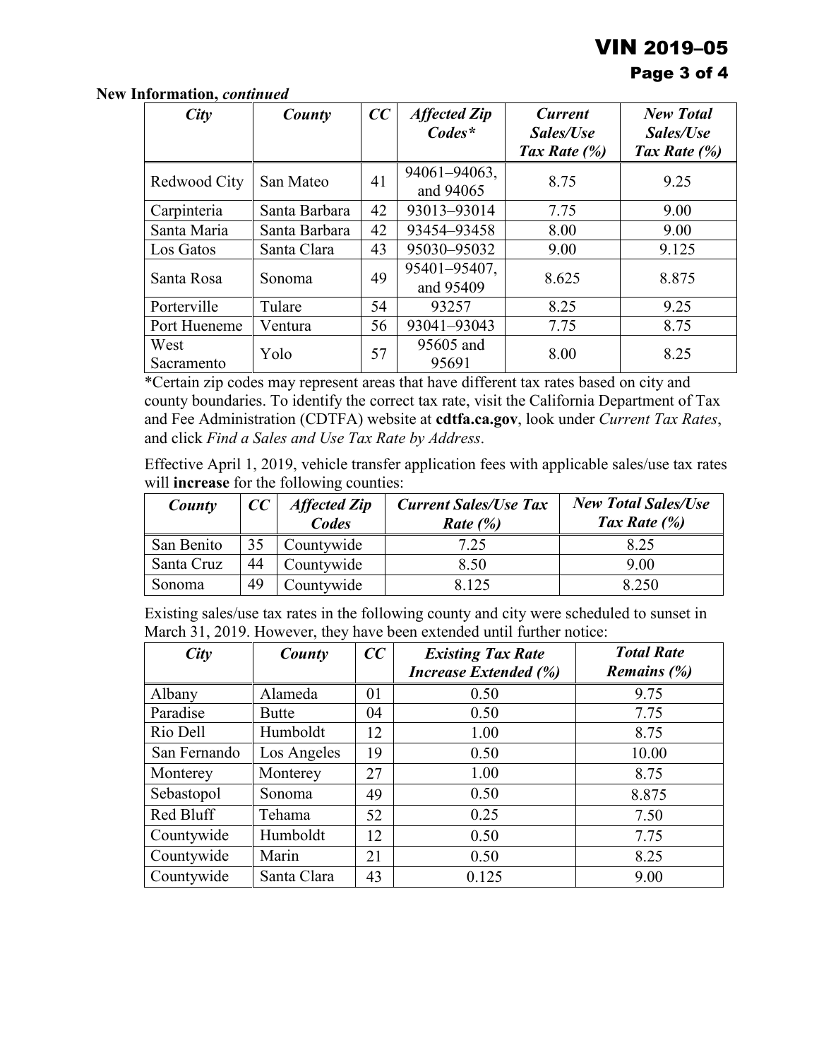**New Information,** ***continued***

| *City* | *County* | *CC* | *Affected Zip Codes\** | *Current Sales/Use Tax Rate (%)* | *New Total Sales/Use Tax Rate (%)* |
|---|---|---|---|---|---|
| Redwood City | San Mateo | 41 | 94061–94063, and 94065 | 8.75 | 9.25 |
| Carpinteria | Santa Barbara | 42 | 93013–93014 | 7.75 | 9.00 |
| Santa Maria | Santa Barbara | 42 | 93454–93458 | 8.00 | 9.00 |
| Los Gatos | Santa Clara | 43 | 95030–95032 | 9.00 | 9.125 |
| Santa Rosa | Sonoma | 49 | 95401–95407, and 95409 | 8.625 | 8.875 |
| Porterville | Tulare | 54 | 93257 | 8.25 | 9.25 |
| Port Hueneme | Ventura | 56 | 93041–93043 | 7.75 | 8.75 |
| West Sacramento | Yolo | 57 | 95605 and 95691 | 8.00 | 8.25 |

*Certain zip codes may represent areas that have different tax rates based on city and county boundaries. To identify the correct tax rate, visit the California Department of Tax and Fee Administration (CDTFA) website at **cdtfa.ca.gov**, look under *Current Tax Rates*, and click *Find a Sales and Use Tax Rate by Address*.

Effective April 1, 2019, vehicle transfer application fees with applicable sales/use tax rates will **increase** for the following counties:

| *County* | *CC* | *Affected Zip Codes* | *Current Sales/Use Tax Rate (%)* | *New Total Sales/Use Tax Rate (%)* |
|---|---|---|---|---|
| San Benito | 35 | Countywide | 7.25 | 8.25 |
| Santa Cruz | 44 | Countywide | 8.50 | 9.00 |
| Sonoma | 49 | Countywide | 8.125 | 8.250 |

Existing sales/use tax rates in the following county and city were scheduled to sunset in March 31, 2019. However, they have been extended until further notice:

| *City* | *County* | *CC* | *Existing Tax Rate Increase Extended (%)* | *Total Rate Remains (%)* |
|---|---|---|---|---|
| Albany | Alameda | 01 | 0.50 | 9.75 |
| Paradise | Butte | 04 | 0.50 | 7.75 |
| Rio Dell | Humboldt | 12 | 1.00 | 8.75 |
| San Fernando | Los Angeles | 19 | 0.50 | 10.00 |
| Monterey | Monterey | 27 | 1.00 | 8.75 |
| Sebastopol | Sonoma | 49 | 0.50 | 8.875 |
| Red Bluff | Tehama | 52 | 0.25 | 7.50 |
| Countywide | Humboldt | 12 | 0.50 | 7.75 |
| Countywide | Marin | 21 | 0.50 | 8.25 |
| Countywide | Santa Clara | 43 | 0.125 | 9.00 |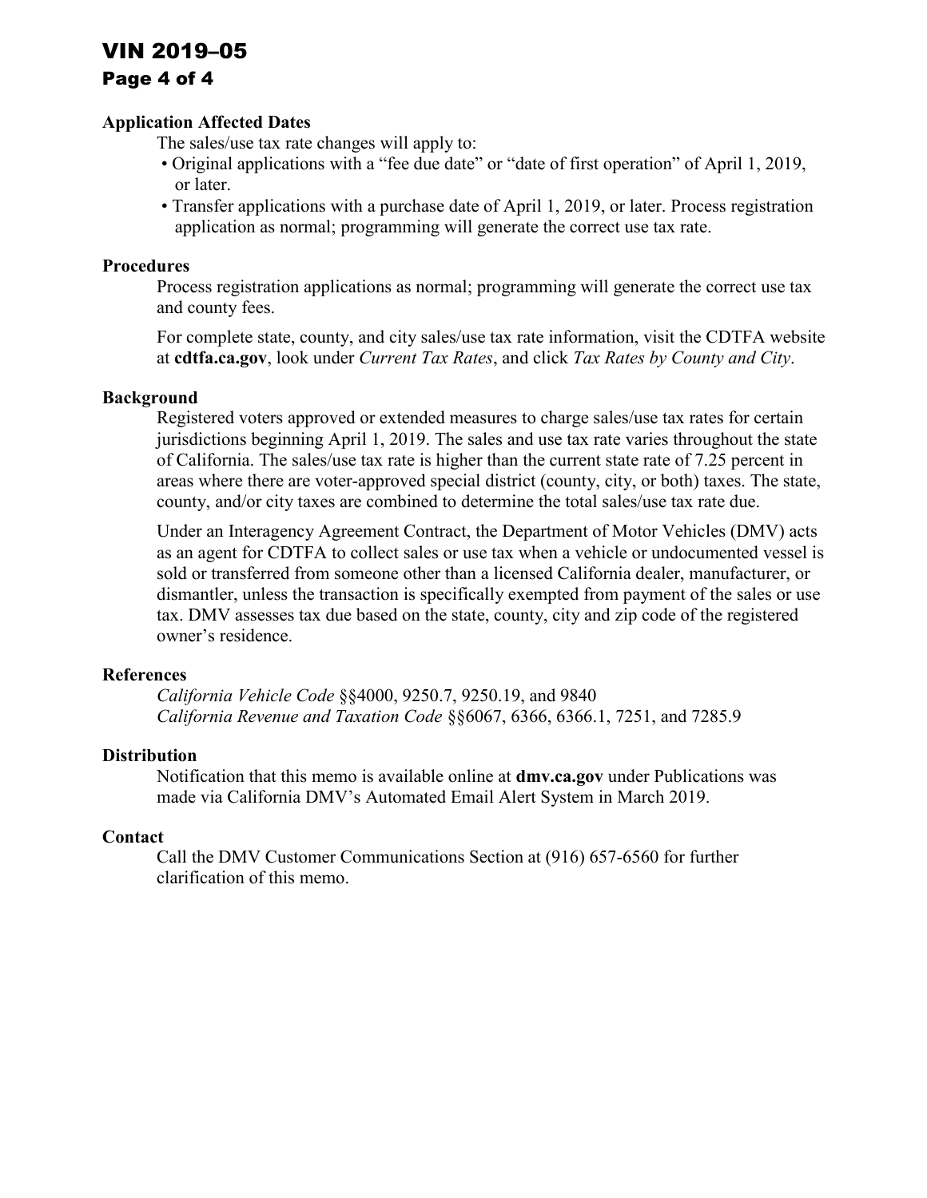### Application Affected Dates

The sales/use tax rate changes will apply to:

- Original applications with a "fee due date" or "date of first operation" of April 1, 2019, or later.
- Transfer applications with a purchase date of April 1, 2019, or later. Process registration application as normal; programming will generate the correct use tax rate.

### Procedures

Process registration applications as normal; programming will generate the correct use tax and county fees.

For complete state, county, and city sales/use tax rate information, visit the CDTFA website at **cdtfa.ca.gov**, look under *Current Tax Rates*, and click *Tax Rates by County and City*.

### Background

Registered voters approved or extended measures to charge sales/use tax rates for certain jurisdictions beginning April 1, 2019. The sales and use tax rate varies throughout the state of California. The sales/use tax rate is higher than the current state rate of 7.25 percent in areas where there are voter-approved special district (county, city, or both) taxes. The state, county, and/or city taxes are combined to determine the total sales/use tax rate due.

Under an Interagency Agreement Contract, the Department of Motor Vehicles (DMV) acts as an agent for CDTFA to collect sales or use tax when a vehicle or undocumented vessel is sold or transferred from someone other than a licensed California dealer, manufacturer, or dismantler, unless the transaction is specifically exempted from payment of the sales or use tax. DMV assesses tax due based on the state, county, city and zip code of the registered owner's residence.

### References

*California Vehicle Code* §§4000, 9250.7, 9250.19, and 9840
*California Revenue and Taxation Code* §§6067, 6366, 6366.1, 7251, and 7285.9

### Distribution

Notification that this memo is available online at **dmv.ca.gov** under Publications was made via California DMV's Automated Email Alert System in March 2019.

### Contact

Call the DMV Customer Communications Section at (916) 657-6560 for further clarification of this memo.